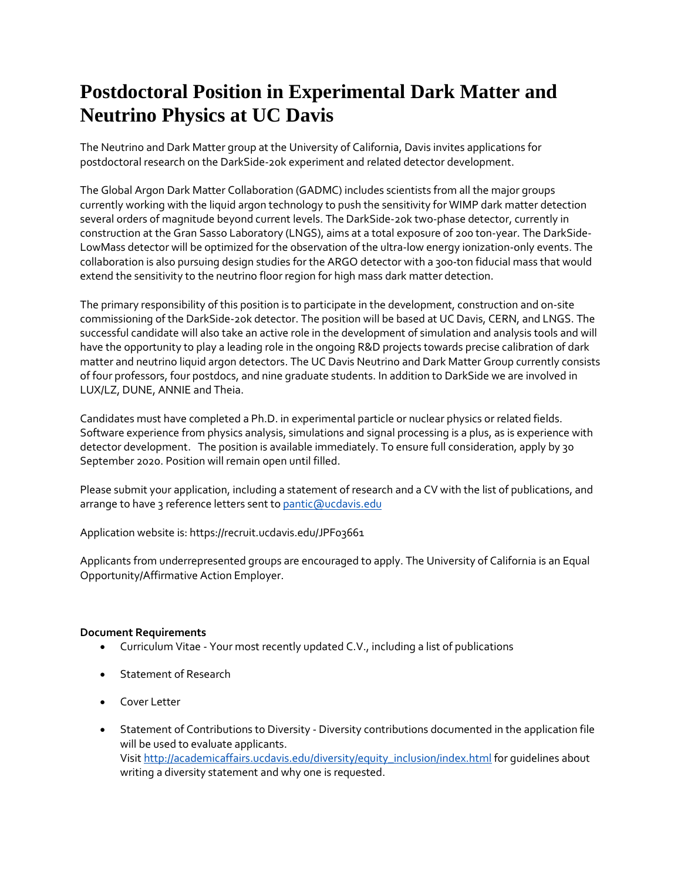# Postdoctoral Position in Experimental Dark Matter and Neutrino Physics at UC Davis

The Neutrino and Dark Matter group at the University of California, Davis invites applications for postdoctoral research on the DarkSide-20k experiment and related detector development.

The Global Argon Dark Matter Collaboration (GADMC) includes scientists from all the major groups currently working with the liquid argon technology to push the sensitivity for WIMP dark matter detection several orders of magnitude beyond current levels. The DarkSide-20k two-phase detector, currently in construction at the Gran Sasso Laboratory (LNGS), aims at a total exposure of 200 ton-year. The DarkSide-LowMass detector will be optimized for the observation of the ultra-low energy ionization-only events. The collaboration is also pursuing design studies for the ARGO detector with a 300-ton fiducial mass that would extend the sensitivity to the neutrino floor region for high mass dark matter detection.

The primary responsibility of this position is to participate in the development, construction and on-site commissioning of the DarkSide-20k detector. The position will be based at UC Davis, CERN, and LNGS. The successful candidate will also take an active role in the development of simulation and analysis tools and will have the opportunity to play a leading role in the ongoing R&D projects towards precise calibration of dark matter and neutrino liquid argon detectors. The UC Davis Neutrino and Dark Matter Group currently consists of four professors, four postdocs, and nine graduate students. In addition to DarkSide we are involved in LUX/LZ, DUNE, ANNIE and Theia.

Candidates must have completed a Ph.D. in experimental particle or nuclear physics or related fields. Software experience from physics analysis, simulations and signal processing is a plus, as is experience with detector development. The position is available immediately. To ensure full consideration, apply by 30 September 2020. Position will remain open until filled.

Please submit your application, including a statement of research and a CV with the list of publications, and arrange to have 3 reference letters sent to pantic@ucdavis.edu

Application website is: https://recruit.ucdavis.edu/JPF03661

Applicants from underrepresented groups are encouraged to apply. The University of California is an Equal Opportunity/Affirmative Action Employer.

**Document Requirements**

- Curriculum Vitae - Your most recently updated C.V., including a list of publications
- Statement of Research
- Cover Letter
- Statement of Contributions to Diversity - Diversity contributions documented in the application file will be used to evaluate applicants.
  Visit http://academicaffairs.ucdavis.edu/diversity/equity_inclusion/index.html for guidelines about writing a diversity statement and why one is requested.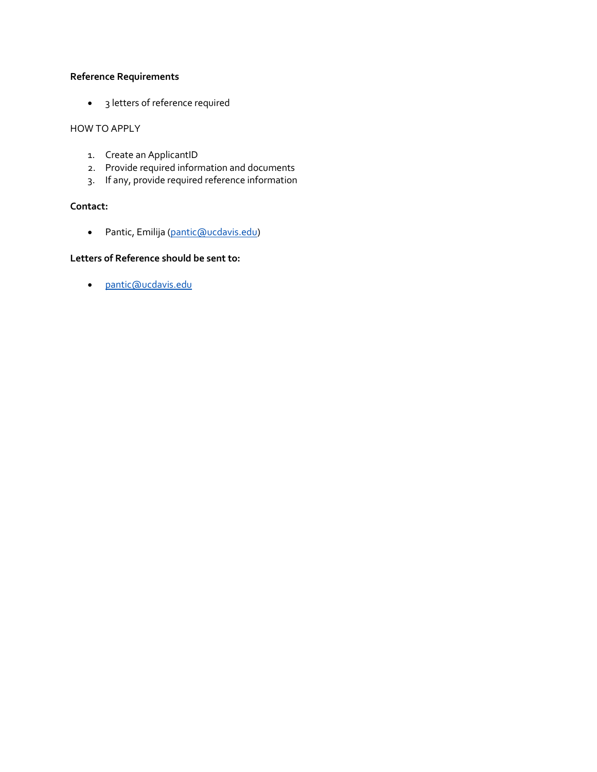**Reference Requirements**

- 3 letters of reference required

HOW TO APPLY

1. Create an ApplicantID
2. Provide required information and documents
3. If any, provide required reference information

**Contact:**

- Pantic, Emilija (pantic@ucdavis.edu)

**Letters of Reference should be sent to:**

- pantic@ucdavis.edu